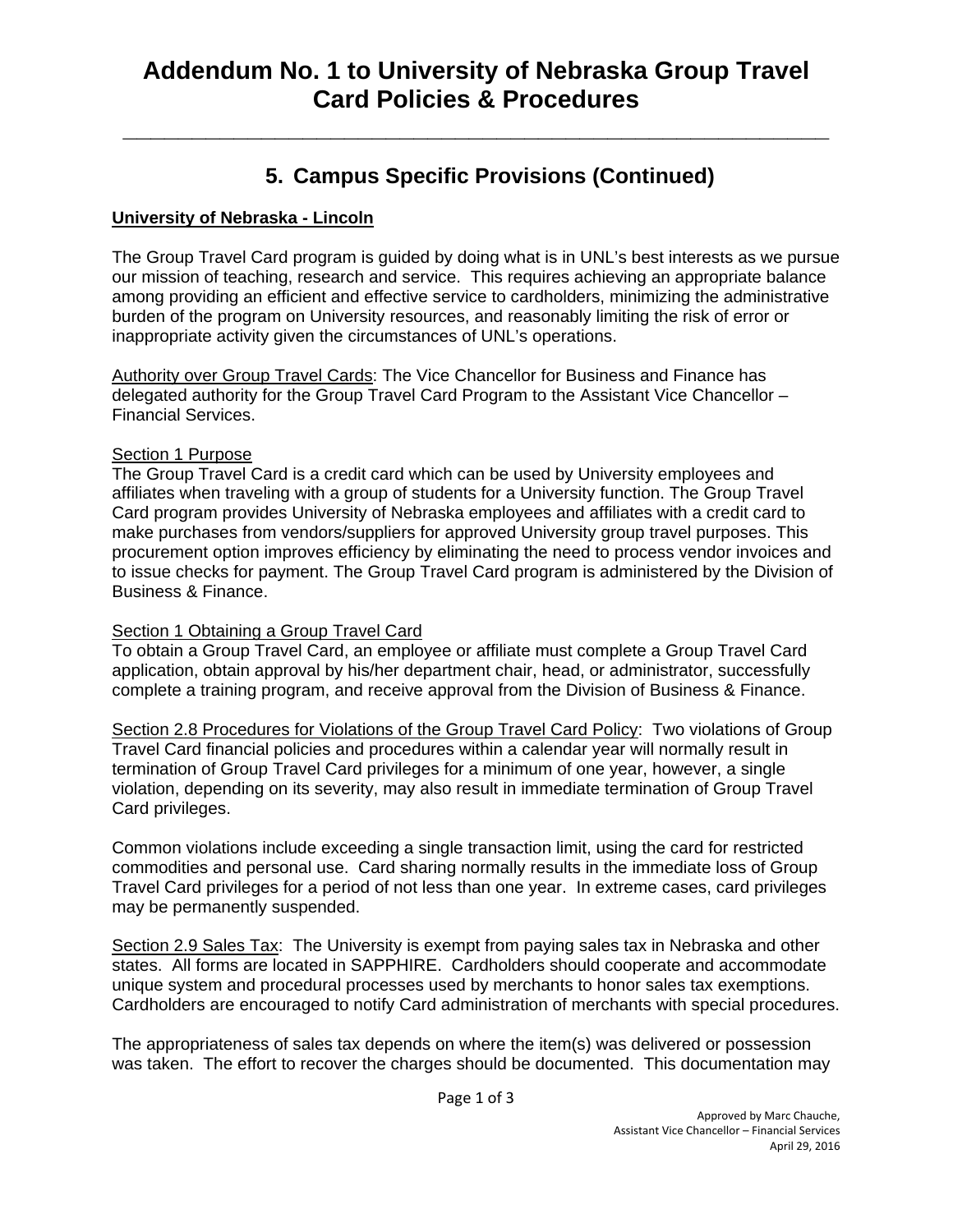# Addendum No. 1 to University of Nebraska Group Travel Card Policies & Procedures

## 5. Campus Specific Provisions (Continued)

**University of Nebraska - Lincoln**

The Group Travel Card program is guided by doing what is in UNL's best interests as we pursue our mission of teaching, research and service. This requires achieving an appropriate balance among providing an efficient and effective service to cardholders, minimizing the administrative burden of the program on University resources, and reasonably limiting the risk of error or inappropriate activity given the circumstances of UNL's operations.

Authority over Group Travel Cards: The Vice Chancellor for Business and Finance has delegated authority for the Group Travel Card Program to the Assistant Vice Chancellor – Financial Services.

Section 1 Purpose
The Group Travel Card is a credit card which can be used by University employees and affiliates when traveling with a group of students for a University function. The Group Travel Card program provides University of Nebraska employees and affiliates with a credit card to make purchases from vendors/suppliers for approved University group travel purposes. This procurement option improves efficiency by eliminating the need to process vendor invoices and to issue checks for payment. The Group Travel Card program is administered by the Division of Business & Finance.

Section 1 Obtaining a Group Travel Card
To obtain a Group Travel Card, an employee or affiliate must complete a Group Travel Card application, obtain approval by his/her department chair, head, or administrator, successfully complete a training program, and receive approval from the Division of Business & Finance.

Section 2.8 Procedures for Violations of the Group Travel Card Policy: Two violations of Group Travel Card financial policies and procedures within a calendar year will normally result in termination of Group Travel Card privileges for a minimum of one year, however, a single violation, depending on its severity, may also result in immediate termination of Group Travel Card privileges.

Common violations include exceeding a single transaction limit, using the card for restricted commodities and personal use. Card sharing normally results in the immediate loss of Group Travel Card privileges for a period of not less than one year. In extreme cases, card privileges may be permanently suspended.

Section 2.9 Sales Tax: The University is exempt from paying sales tax in Nebraska and other states. All forms are located in SAPPHIRE. Cardholders should cooperate and accommodate unique system and procedural processes used by merchants to honor sales tax exemptions. Cardholders are encouraged to notify Card administration of merchants with special procedures.

The appropriateness of sales tax depends on where the item(s) was delivered or possession was taken. The effort to recover the charges should be documented. This documentation may

Approved by Marc Chauche,
Assistant Vice Chancellor – Financial Services
April 29, 2016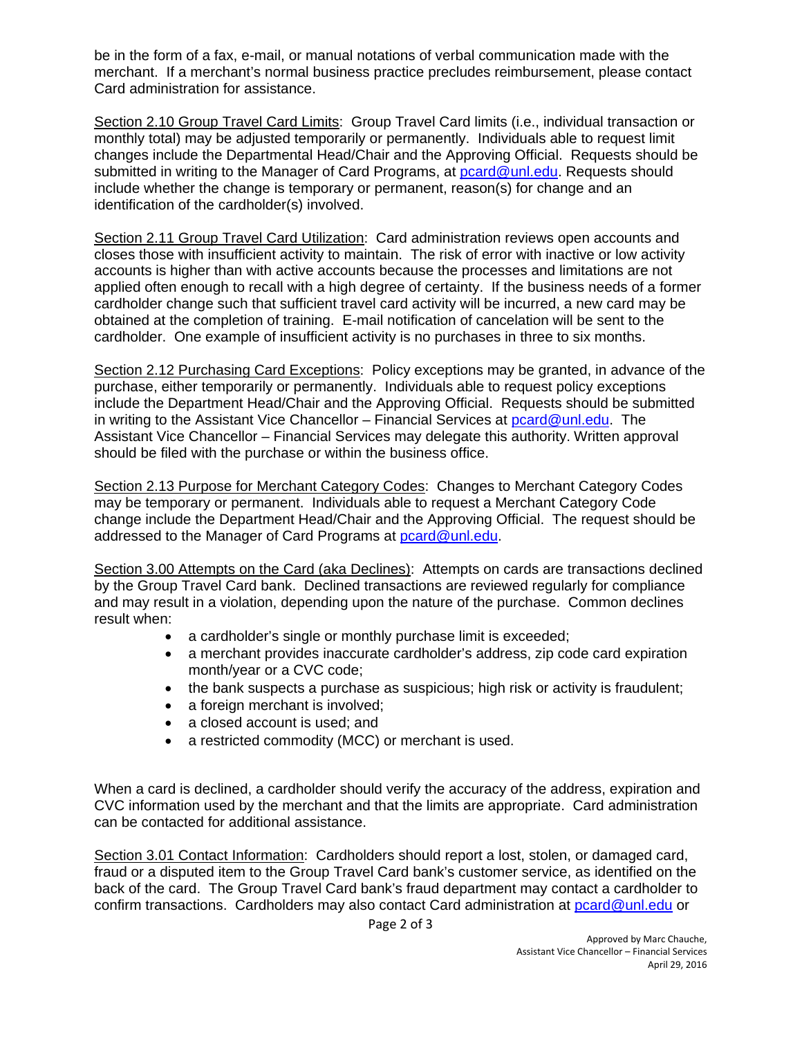be in the form of a fax, e-mail, or manual notations of verbal communication made with the merchant. If a merchant's normal business practice precludes reimbursement, please contact Card administration for assistance.

Section 2.10 Group Travel Card Limits: Group Travel Card limits (i.e., individual transaction or monthly total) may be adjusted temporarily or permanently. Individuals able to request limit changes include the Departmental Head/Chair and the Approving Official. Requests should be submitted in writing to the Manager of Card Programs, at pcard@unl.edu. Requests should include whether the change is temporary or permanent, reason(s) for change and an identification of the cardholder(s) involved.

Section 2.11 Group Travel Card Utilization: Card administration reviews open accounts and closes those with insufficient activity to maintain. The risk of error with inactive or low activity accounts is higher than with active accounts because the processes and limitations are not applied often enough to recall with a high degree of certainty. If the business needs of a former cardholder change such that sufficient travel card activity will be incurred, a new card may be obtained at the completion of training. E-mail notification of cancelation will be sent to the cardholder. One example of insufficient activity is no purchases in three to six months.

Section 2.12 Purchasing Card Exceptions: Policy exceptions may be granted, in advance of the purchase, either temporarily or permanently. Individuals able to request policy exceptions include the Department Head/Chair and the Approving Official. Requests should be submitted in writing to the Assistant Vice Chancellor – Financial Services at pcard@unl.edu. The Assistant Vice Chancellor – Financial Services may delegate this authority. Written approval should be filed with the purchase or within the business office.

Section 2.13 Purpose for Merchant Category Codes: Changes to Merchant Category Codes may be temporary or permanent. Individuals able to request a Merchant Category Code change include the Department Head/Chair and the Approving Official. The request should be addressed to the Manager of Card Programs at pcard@unl.edu.

Section 3.00 Attempts on the Card (aka Declines): Attempts on cards are transactions declined by the Group Travel Card bank. Declined transactions are reviewed regularly for compliance and may result in a violation, depending upon the nature of the purchase. Common declines result when:

- a cardholder's single or monthly purchase limit is exceeded;
- a merchant provides inaccurate cardholder's address, zip code card expiration month/year or a CVC code;
- the bank suspects a purchase as suspicious; high risk or activity is fraudulent;
- a foreign merchant is involved;
- a closed account is used; and
- a restricted commodity (MCC) or merchant is used.

When a card is declined, a cardholder should verify the accuracy of the address, expiration and CVC information used by the merchant and that the limits are appropriate. Card administration can be contacted for additional assistance.

Section 3.01 Contact Information: Cardholders should report a lost, stolen, or damaged card, fraud or a disputed item to the Group Travel Card bank's customer service, as identified on the back of the card. The Group Travel Card bank's fraud department may contact a cardholder to confirm transactions. Cardholders may also contact Card administration at pcard@unl.edu or

Approved by Marc Chauche,
Assistant Vice Chancellor – Financial Services
April 29, 2016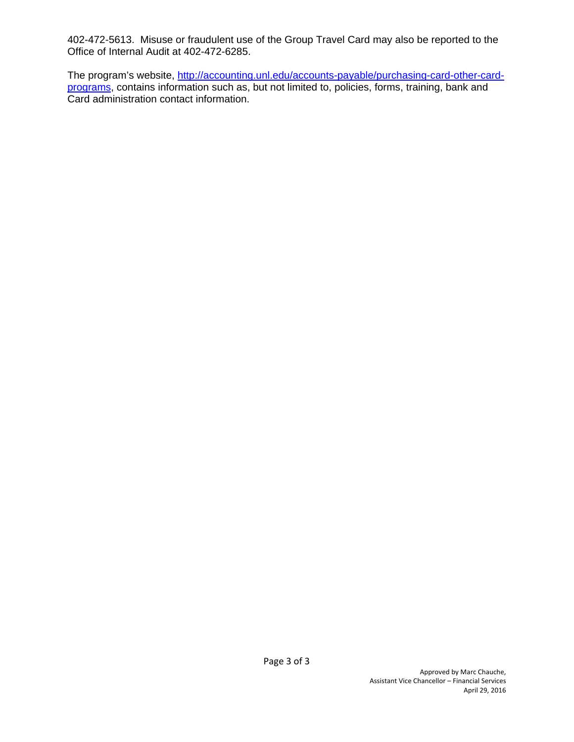402-472-5613. Misuse or fraudulent use of the Group Travel Card may also be reported to the Office of Internal Audit at 402-472-6285.

The program's website, [http://accounting.unl.edu/accounts-payable/purchasing-card-other-card-programs](http://accounting.unl.edu/accounts-payable/purchasing-card-other-card-programs), contains information such as, but not limited to, policies, forms, training, bank and Card administration contact information.

Approved by Marc Chauche,
Assistant Vice Chancellor – Financial Services
April 29, 2016